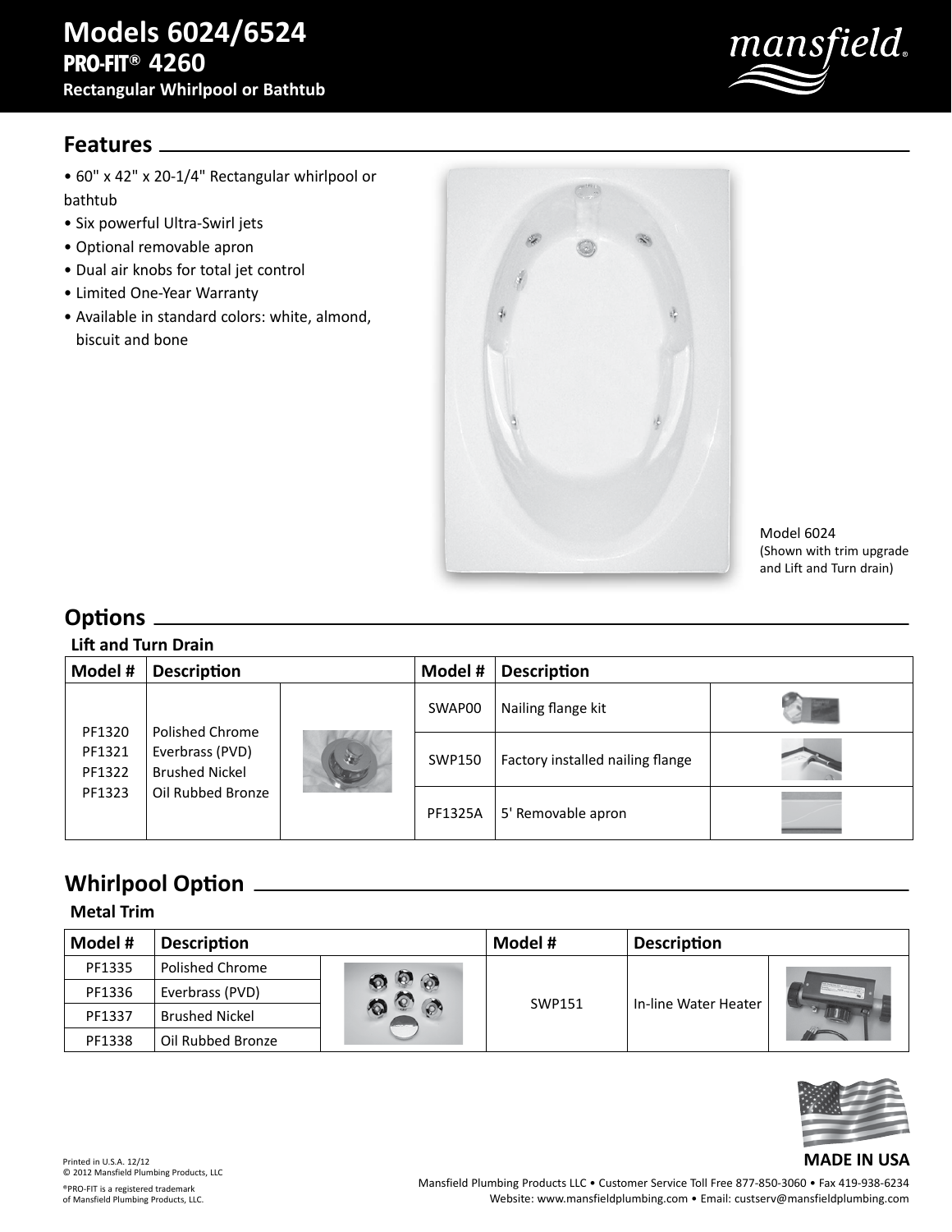# Models 6024/6524
## PRO-FIT® 4260
### Rectangular Whirlpool or Bathtub

mansfield®

## Features

- 60" x 42" x 20-1/4" Rectangular whirlpool or bathtub
- Six powerful Ultra-Swirl jets
- Optional removable apron
- Dual air knobs for total jet control
- Limited One-Year Warranty
- Available in standard colors: white, almond, biscuit and bone

Model 6024
(Shown with trim upgrade and Lift and Turn drain)

## Options

**Lift and Turn Drain**

| Model # | Description | | Model # | Description | |
|---|---|---|---|---|---|
| PF1320<br>PF1321<br>PF1322<br>PF1323 | Polished Chrome<br>Everbrass (PVD)<br>Brushed Nickel<br>Oil Rubbed Bronze | | SWAP00 | Nailing flange kit | |
| | | | SWP150 | Factory installed nailing flange | |
| | | | PF1325A | 5' Removable apron | |

## Whirlpool Option

**Metal Trim**

| Model # | Description | | Model # | Description | |
|---|---|---|---|---|---|
| PF1335 | Polished Chrome | | SWP151 | In-line Water Heater | |
| PF1336 | Everbrass (PVD) | | | | |
| PF1337 | Brushed Nickel | | | | |
| PF1338 | Oil Rubbed Bronze | | | | |

**MADE IN USA**

Printed in U.S.A. 12/12
© 2012 Mansfield Plumbing Products, LLC

®PRO-FIT is a registered trademark of Mansfield Plumbing Products, LLC.

Mansfield Plumbing Products LLC • Customer Service Toll Free 877-850-3060 • Fax 419-938-6234
Website: www.mansfieldplumbing.com • Email: custserv@mansfieldplumbing.com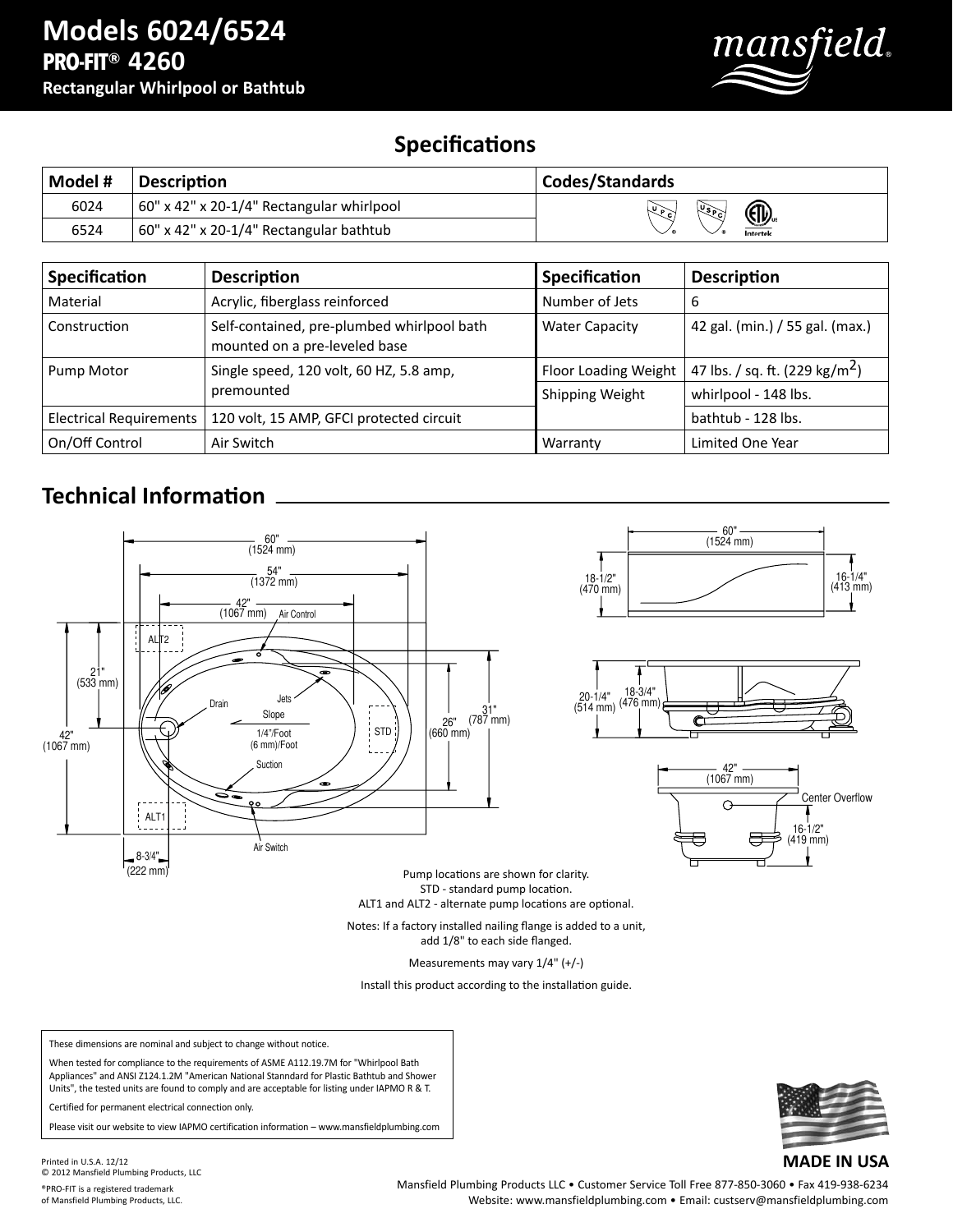# Models 6024/6524

## PRO-FIT® 4260

### Rectangular Whirlpool or Bathtub

## Specifications

| Model # | Description | Codes/Standards |
|---|---|---|
| 6024 | 60" x 42" x 20-1/4" Rectangular whirlpool | |
| 6524 | 60" x 42" x 20-1/4" Rectangular bathtub | |

| Specification | Description | Specification | Description |
|---|---|---|---|
| Material | Acrylic, fiberglass reinforced | Number of Jets | 6 |
| Construction | Self-contained, pre-plumbed whirlpool bath mounted on a pre-leveled base | Water Capacity | 42 gal. (min.) / 55 gal. (max.) |
| Pump Motor | Single speed, 120 volt, 60 HZ, 5.8 amp, premounted | Floor Loading Weight | 47 lbs. / sq. ft. (229 kg/$m^2$) |
| | | Shipping Weight | whirlpool - 148 lbs. |
| Electrical Requirements | 120 volt, 15 AMP, GFCI protected circuit | | bathtub - 128 lbs. |
| On/Off Control | Air Switch | Warranty | Limited One Year |

## Technical Information

60" (1524 mm)
54" (1372 mm)
42" (1067 mm)
Air Control
ALT2
21" (533 mm)
42" (1067 mm)
Drain
Jets
Slope
1/4"/Foot (6 mm)/Foot
Suction
STD
26" (660 mm)
31" (787 mm)
ALT1
Air Switch
8-3/4" (222 mm)

60" (1524 mm)
18-1/2" (470 mm)
16-1/4" (413 mm)
20-1/4" (514 mm)
18-3/4" (476 mm)
42" (1067 mm)
Center Overflow
16-1/2" (419 mm)

Pump locations are shown for clarity.
STD - standard pump location.
ALT1 and ALT2 - alternate pump locations are optional.

Notes: If a factory installed nailing flange is added to a unit, add 1/8" to each side flanged.

Measurements may vary 1/4" (+/-)

Install this product according to the installation guide.

These dimensions are nominal and subject to change without notice.

When tested for compliance to the requirements of ASME A112.19.7M for "Whirlpool Bath Appliances" and ANSI Z124.1.2M "American National Standard for Plastic Bathtub and Shower Units", the tested units are found to comply and are acceptable for listing under IAPMO R & T.

Certified for permanent electrical connection only.

Please visit our website to view IAPMO certification information – www.mansfieldplumbing.com

**MADE IN USA**

Printed in U.S.A. 12/12
© 2012 Mansfield Plumbing Products, LLC

®PRO-FIT is a registered trademark of Mansfield Plumbing Products, LLC.

Mansfield Plumbing Products LLC • Customer Service Toll Free 877-850-3060 • Fax 419-938-6234
Website: www.mansfieldplumbing.com • Email: custserv@mansfieldplumbing.com